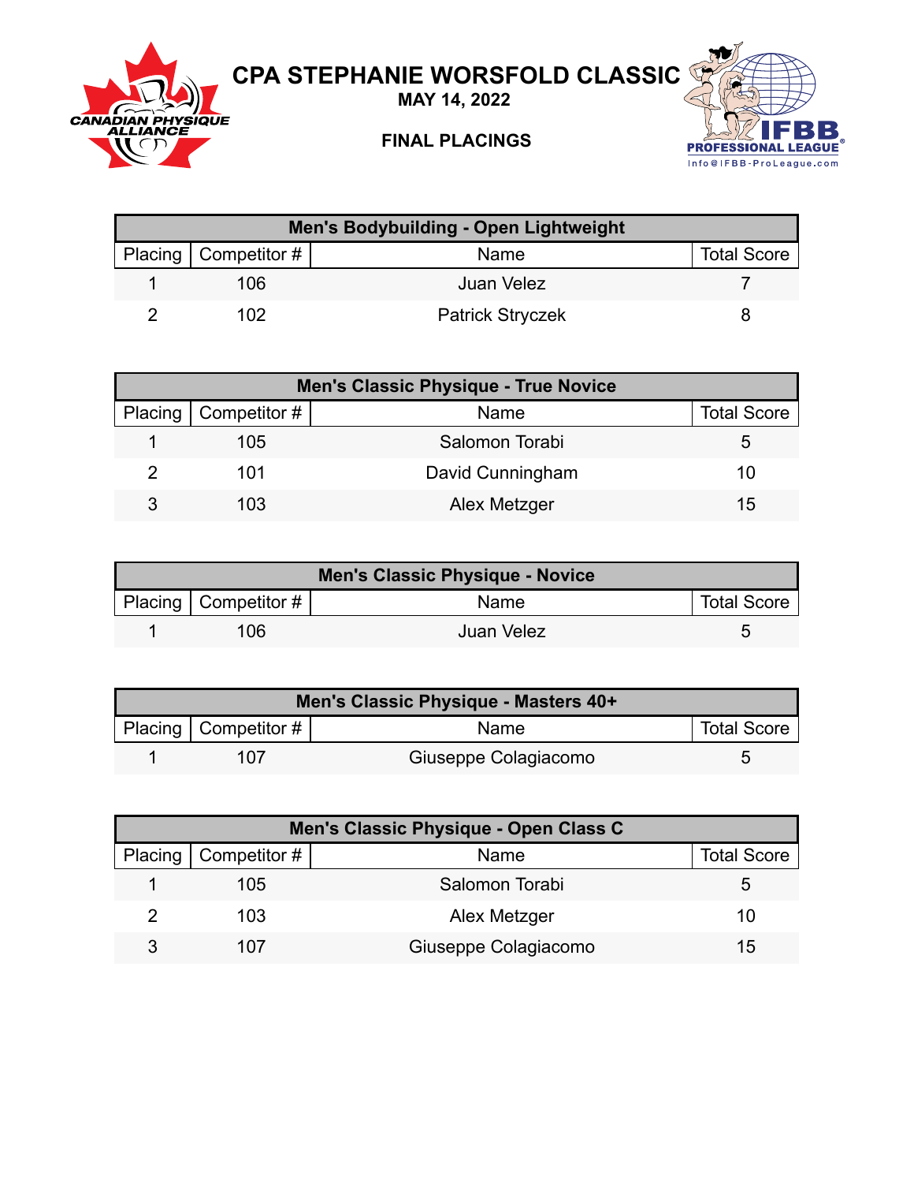# CPA STEPHANIE WORSFOLD CLASSIC

**MAY 14, 2022**

**FINAL PLACINGS**

**Men's Bodybuilding - Open Lightweight**

| Placing | Competitor # | Name | Total Score |
|---|---|---|---|
| 1 | 106 | Juan Velez | 7 |
| 2 | 102 | Patrick Stryczek | 8 |

**Men's Classic Physique - True Novice**

| Placing | Competitor # | Name | Total Score |
|---|---|---|---|
| 1 | 105 | Salomon Torabi | 5 |
| 2 | 101 | David Cunningham | 10 |
| 3 | 103 | Alex Metzger | 15 |

**Men's Classic Physique - Novice**

| Placing | Competitor # | Name | Total Score |
|---|---|---|---|
| 1 | 106 | Juan Velez | 5 |

**Men's Classic Physique - Masters 40+**

| Placing | Competitor # | Name | Total Score |
|---|---|---|---|
| 1 | 107 | Giuseppe Colagiacomo | 5 |

**Men's Classic Physique - Open Class C**

| Placing | Competitor # | Name | Total Score |
|---|---|---|---|
| 1 | 105 | Salomon Torabi | 5 |
| 2 | 103 | Alex Metzger | 10 |
| 3 | 107 | Giuseppe Colagiacomo | 15 |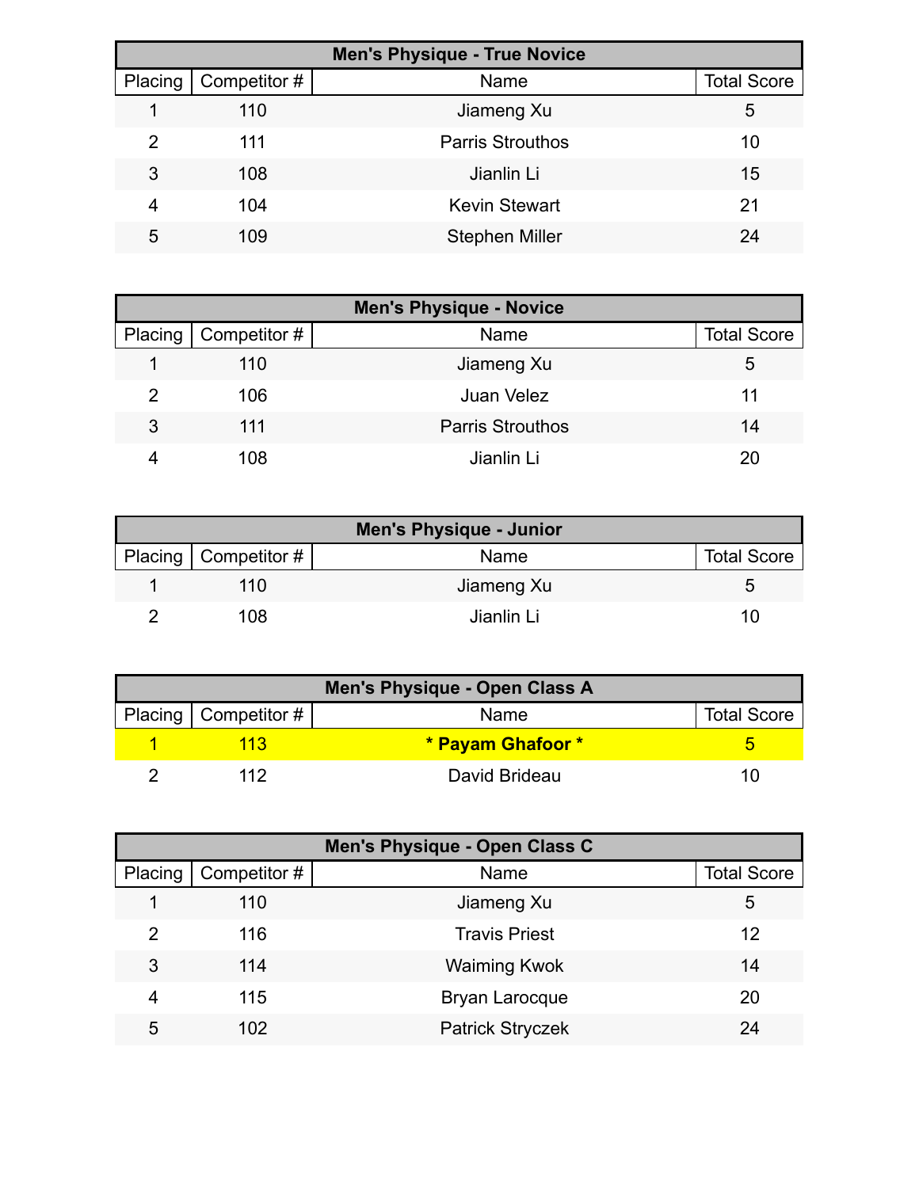| Men's Physique - True Novice | | | |
|---|---|---|---|
| Placing | Competitor # | Name | Total Score |
| 1 | 110 | Jiameng Xu | 5 |
| 2 | 111 | Parris Strouthos | 10 |
| 3 | 108 | Jianlin Li | 15 |
| 4 | 104 | Kevin Stewart | 21 |
| 5 | 109 | Stephen Miller | 24 |

| Men's Physique - Novice | | | |
|---|---|---|---|
| Placing | Competitor # | Name | Total Score |
| 1 | 110 | Jiameng Xu | 5 |
| 2 | 106 | Juan Velez | 11 |
| 3 | 111 | Parris Strouthos | 14 |
| 4 | 108 | Jianlin Li | 20 |

| Men's Physique - Junior | | | |
|---|---|---|---|
| Placing | Competitor # | Name | Total Score |
| 1 | 110 | Jiameng Xu | 5 |
| 2 | 108 | Jianlin Li | 10 |

| Men's Physique - Open Class A | | | |
|---|---|---|---|
| Placing | Competitor # | Name | Total Score |
| 1 | 113 | **\* Payam Ghafoor \*** | 5 |
| 2 | 112 | David Brideau | 10 |

| Men's Physique - Open Class C | | | |
|---|---|---|---|
| Placing | Competitor # | Name | Total Score |
| 1 | 110 | Jiameng Xu | 5 |
| 2 | 116 | Travis Priest | 12 |
| 3 | 114 | Waiming Kwok | 14 |
| 4 | 115 | Bryan Larocque | 20 |
| 5 | 102 | Patrick Stryczek | 24 |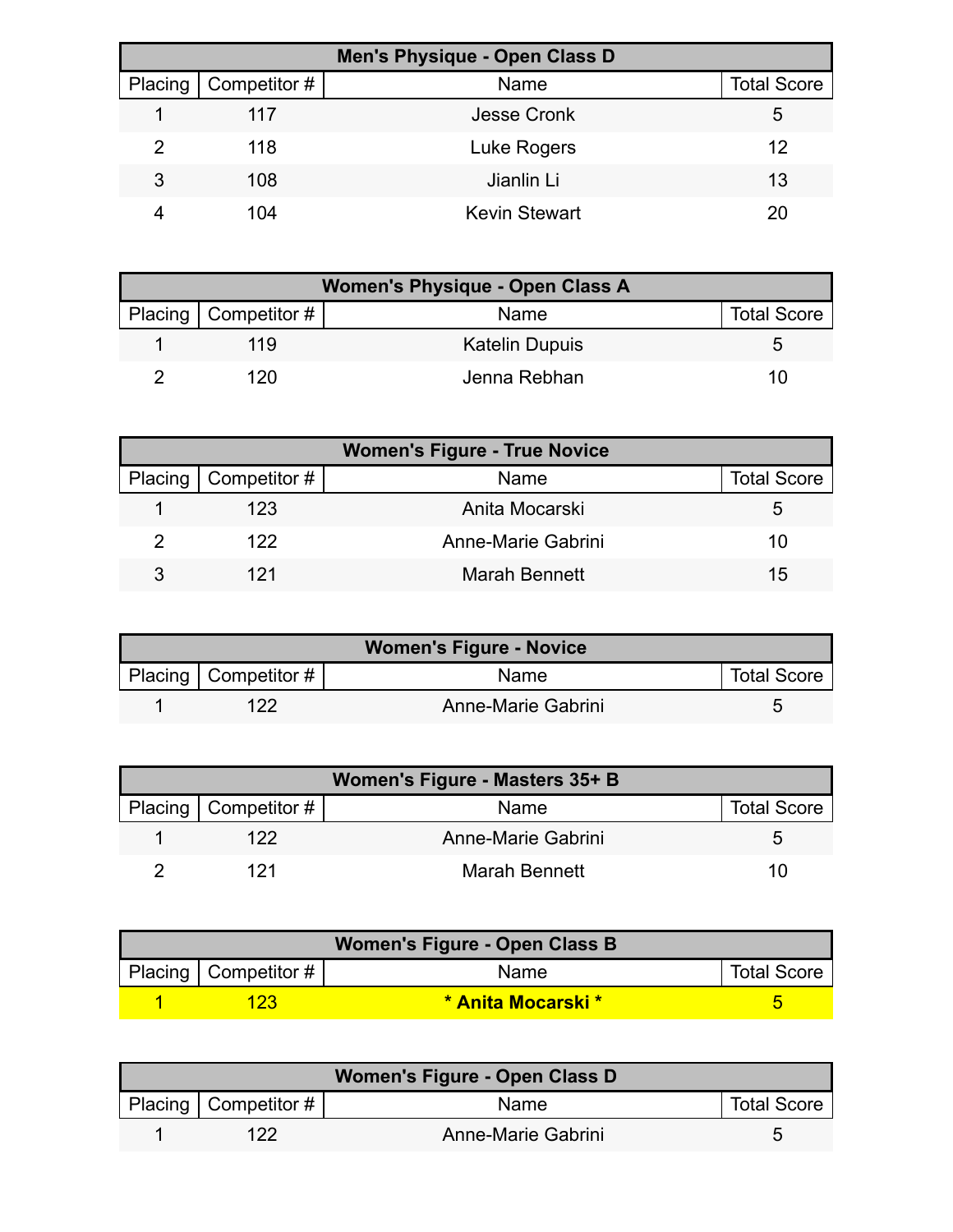| Men's Physique - Open Class D | | | |
|---|---|---|---|
| Placing | Competitor # | Name | Total Score |
| 1 | 117 | Jesse Cronk | 5 |
| 2 | 118 | Luke Rogers | 12 |
| 3 | 108 | Jianlin Li | 13 |
| 4 | 104 | Kevin Stewart | 20 |

| Women's Physique - Open Class A | | | |
|---|---|---|---|
| Placing | Competitor # | Name | Total Score |
| 1 | 119 | Katelin Dupuis | 5 |
| 2 | 120 | Jenna Rebhan | 10 |

| Women's Figure - True Novice | | | |
|---|---|---|---|
| Placing | Competitor # | Name | Total Score |
| 1 | 123 | Anita Mocarski | 5 |
| 2 | 122 | Anne-Marie Gabrini | 10 |
| 3 | 121 | Marah Bennett | 15 |

| Women's Figure - Novice | | | |
|---|---|---|---|
| Placing | Competitor # | Name | Total Score |
| 1 | 122 | Anne-Marie Gabrini | 5 |

| Women's Figure - Masters 35+ B | | | |
|---|---|---|---|
| Placing | Competitor # | Name | Total Score |
| 1 | 122 | Anne-Marie Gabrini | 5 |
| 2 | 121 | Marah Bennett | 10 |

| Women's Figure - Open Class B | | | |
|---|---|---|---|
| Placing | Competitor # | Name | Total Score |
| 1 | 123 | * Anita Mocarski * | 5 |

| Women's Figure - Open Class D | | | |
|---|---|---|---|
| Placing | Competitor # | Name | Total Score |
| 1 | 122 | Anne-Marie Gabrini | 5 |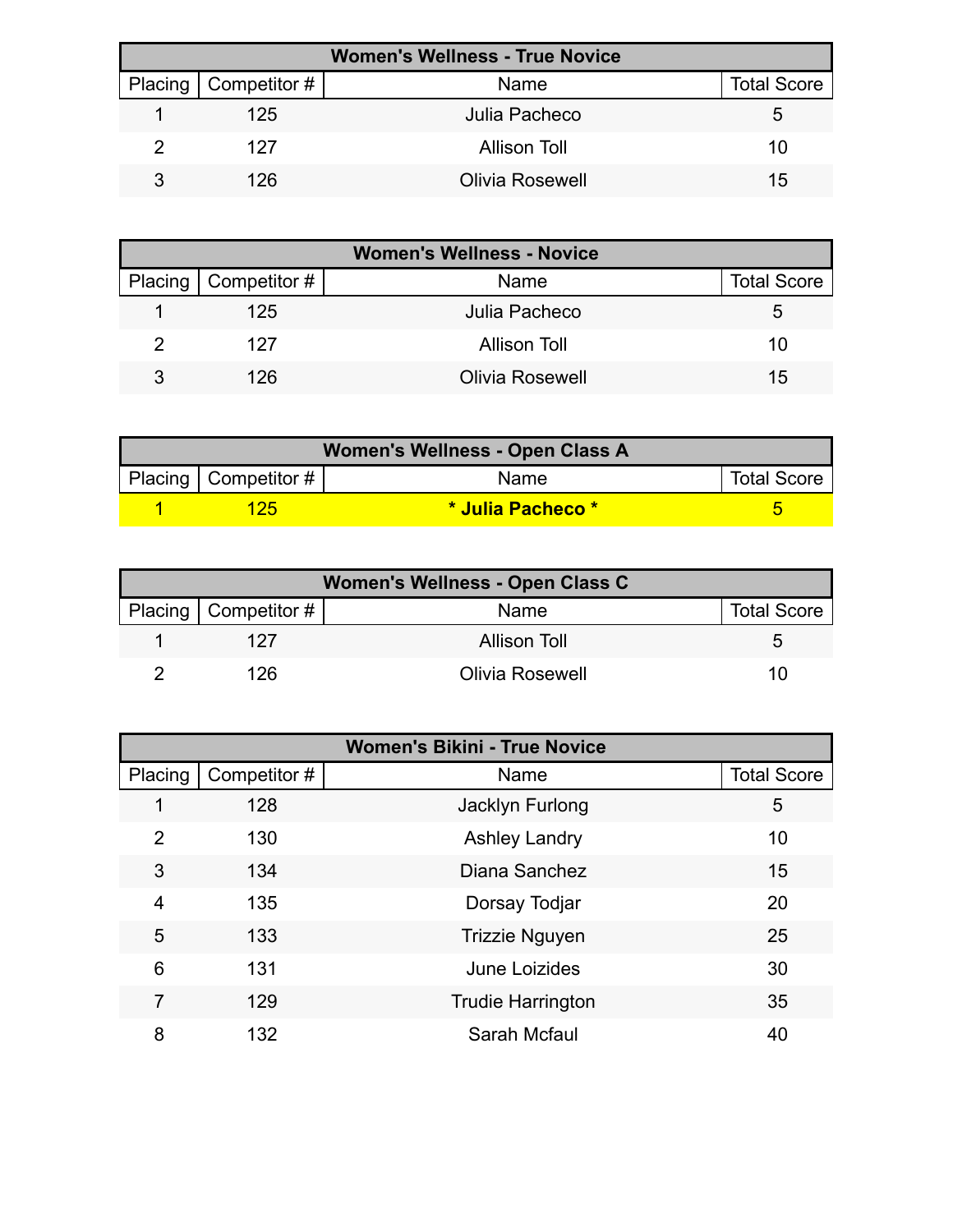| Women's Wellness - True Novice | | | |
|---|---|---|---|
| Placing | Competitor # | Name | Total Score |
| 1 | 125 | Julia Pacheco | 5 |
| 2 | 127 | Allison Toll | 10 |
| 3 | 126 | Olivia Rosewell | 15 |

| Women's Wellness - Novice | | | |
|---|---|---|---|
| Placing | Competitor # | Name | Total Score |
| 1 | 125 | Julia Pacheco | 5 |
| 2 | 127 | Allison Toll | 10 |
| 3 | 126 | Olivia Rosewell | 15 |

| Women's Wellness - Open Class A | | | |
|---|---|---|---|
| Placing | Competitor # | Name | Total Score |
| 1 | 125 | **\* Julia Pacheco \*** | 5 |

| Women's Wellness - Open Class C | | | |
|---|---|---|---|
| Placing | Competitor # | Name | Total Score |
| 1 | 127 | Allison Toll | 5 |
| 2 | 126 | Olivia Rosewell | 10 |

| Women's Bikini - True Novice | | | |
|---|---|---|---|
| Placing | Competitor # | Name | Total Score |
| 1 | 128 | Jacklyn Furlong | 5 |
| 2 | 130 | Ashley Landry | 10 |
| 3 | 134 | Diana Sanchez | 15 |
| 4 | 135 | Dorsay Todjar | 20 |
| 5 | 133 | Trizzie Nguyen | 25 |
| 6 | 131 | June Loizides | 30 |
| 7 | 129 | Trudie Harrington | 35 |
| 8 | 132 | Sarah Mcfaul | 40 |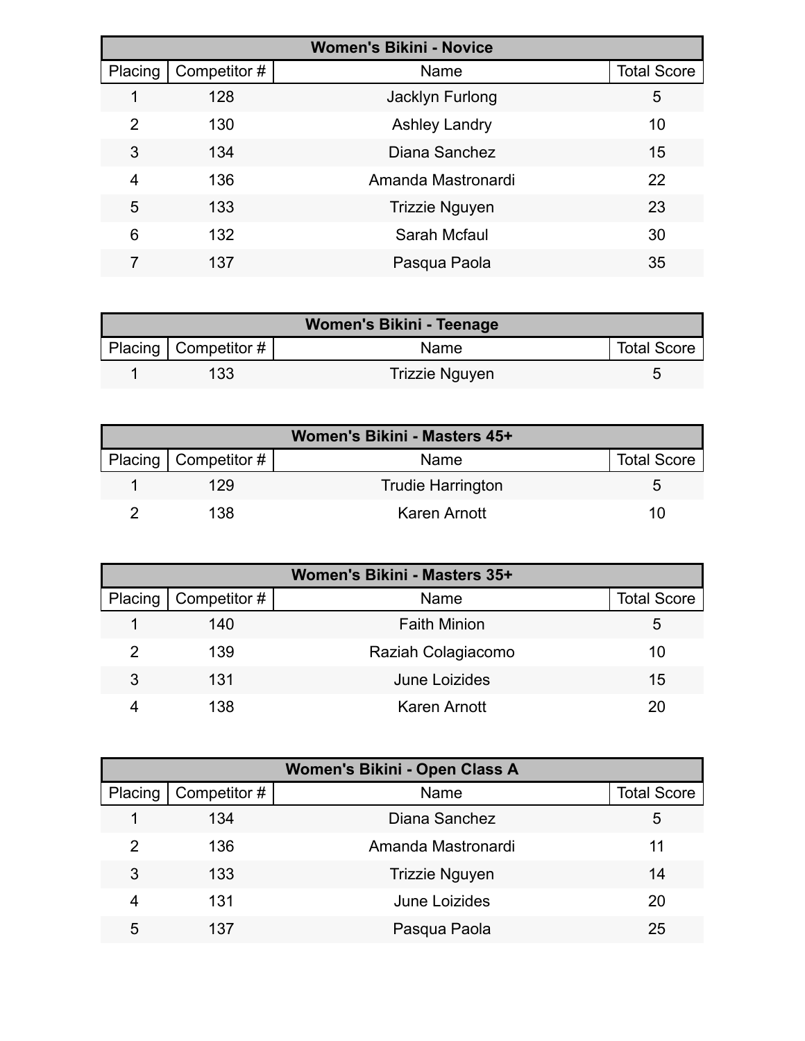| Women's Bikini - Novice | | | |
|---|---|---|---|
| Placing | Competitor # | Name | Total Score |
| 1 | 128 | Jacklyn Furlong | 5 |
| 2 | 130 | Ashley Landry | 10 |
| 3 | 134 | Diana Sanchez | 15 |
| 4 | 136 | Amanda Mastronardi | 22 |
| 5 | 133 | Trizzie Nguyen | 23 |
| 6 | 132 | Sarah Mcfaul | 30 |
| 7 | 137 | Pasqua Paola | 35 |

| Women's Bikini - Teenage | | | |
|---|---|---|---|
| Placing | Competitor # | Name | Total Score |
| 1 | 133 | Trizzie Nguyen | 5 |

| Women's Bikini - Masters 45+ | | | |
|---|---|---|---|
| Placing | Competitor # | Name | Total Score |
| 1 | 129 | Trudie Harrington | 5 |
| 2 | 138 | Karen Arnott | 10 |

| Women's Bikini - Masters 35+ | | | |
|---|---|---|---|
| Placing | Competitor # | Name | Total Score |
| 1 | 140 | Faith Minion | 5 |
| 2 | 139 | Raziah Colagiacomo | 10 |
| 3 | 131 | June Loizides | 15 |
| 4 | 138 | Karen Arnott | 20 |

| Women's Bikini - Open Class A | | | |
|---|---|---|---|
| Placing | Competitor # | Name | Total Score |
| 1 | 134 | Diana Sanchez | 5 |
| 2 | 136 | Amanda Mastronardi | 11 |
| 3 | 133 | Trizzie Nguyen | 14 |
| 4 | 131 | June Loizides | 20 |
| 5 | 137 | Pasqua Paola | 25 |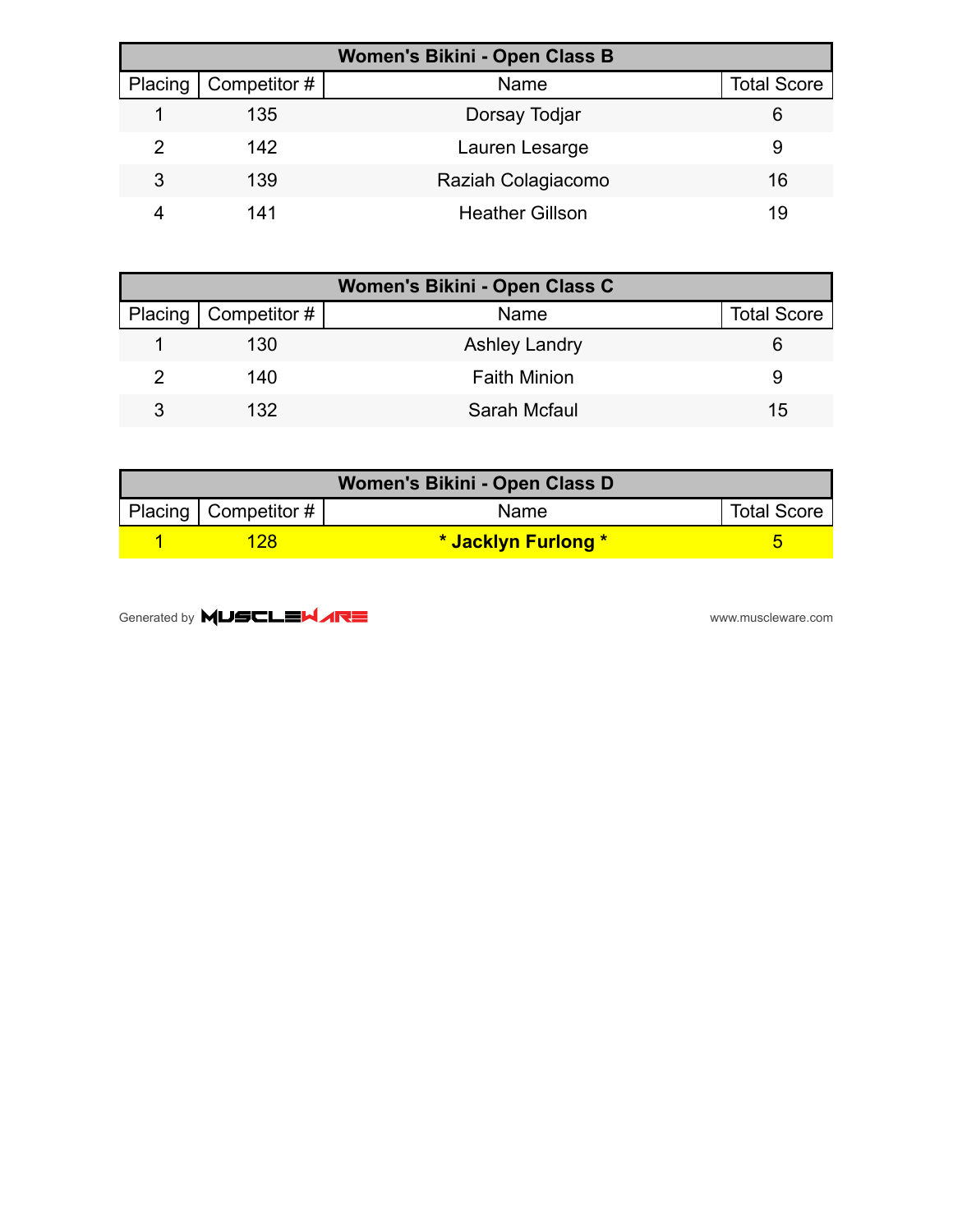| Women's Bikini - Open Class B | | | |
|---|---|---|---|
| Placing | Competitor # | Name | Total Score |
| 1 | 135 | Dorsay Todjar | 6 |
| 2 | 142 | Lauren Lesarge | 9 |
| 3 | 139 | Raziah Colagiacomo | 16 |
| 4 | 141 | Heather Gillson | 19 |

| Women's Bikini - Open Class C | | | |
|---|---|---|---|
| Placing | Competitor # | Name | Total Score |
| 1 | 130 | Ashley Landry | 6 |
| 2 | 140 | Faith Minion | 9 |
| 3 | 132 | Sarah Mcfaul | 15 |

| Women's Bikini - Open Class D | | | |
|---|---|---|---|
| Placing | Competitor # | Name | Total Score |
| 1 | 128 | **\* Jacklyn Furlong \*** | 5 |

Generated by MUSCLEWARE www.muscleware.com